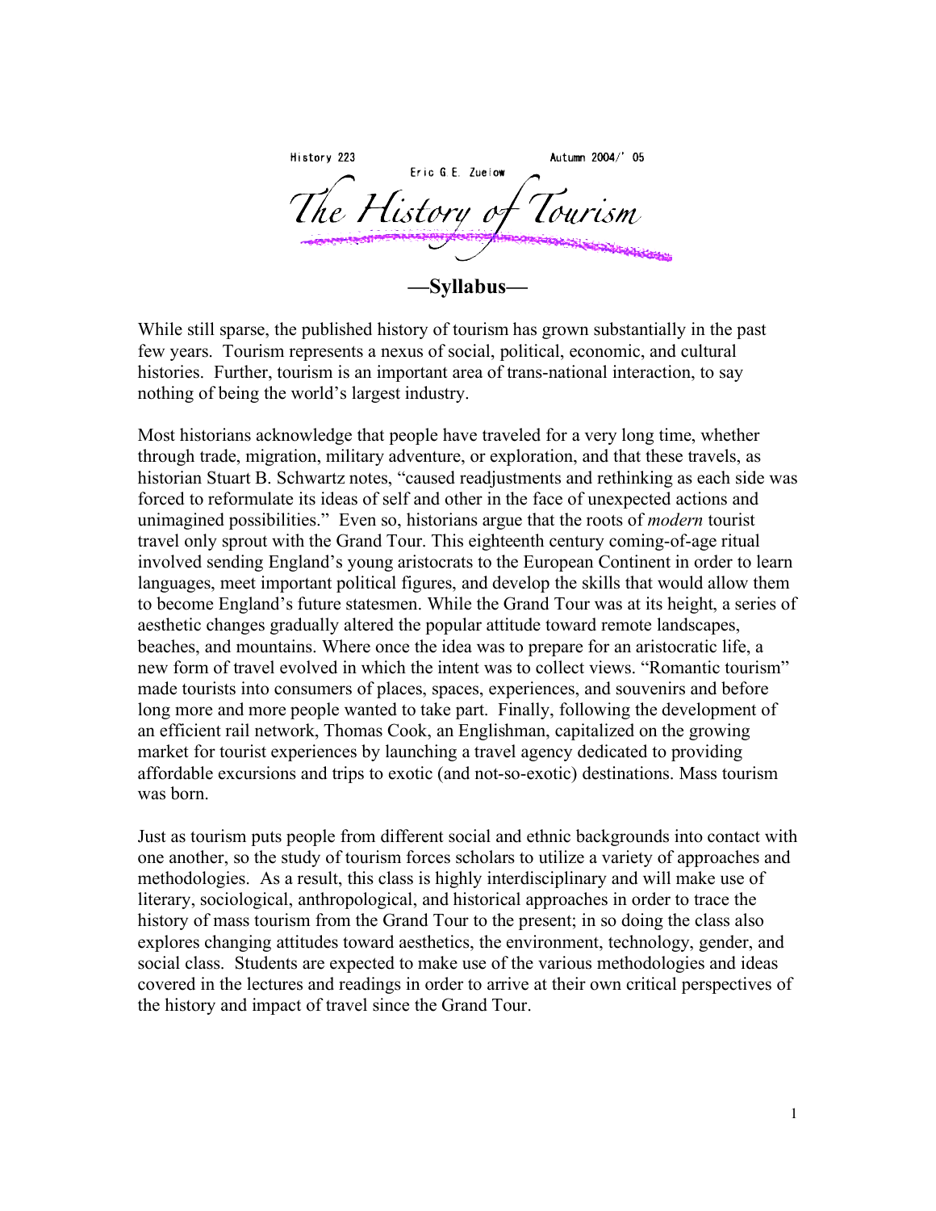History 223 — Eric G.E. Zuelow — Autumn 2004/'05

# The History of Tourism

## —Syllabus—

While still sparse, the published history of tourism has grown substantially in the past few years. Tourism represents a nexus of social, political, economic, and cultural histories. Further, tourism is an important area of trans-national interaction, to say nothing of being the world's largest industry.

Most historians acknowledge that people have traveled for a very long time, whether through trade, migration, military adventure, or exploration, and that these travels, as historian Stuart B. Schwartz notes, "caused readjustments and rethinking as each side was forced to reformulate its ideas of self and other in the face of unexpected actions and unimagined possibilities." Even so, historians argue that the roots of *modern* tourist travel only sprout with the Grand Tour. This eighteenth century coming-of-age ritual involved sending England's young aristocrats to the European Continent in order to learn languages, meet important political figures, and develop the skills that would allow them to become England's future statesmen. While the Grand Tour was at its height, a series of aesthetic changes gradually altered the popular attitude toward remote landscapes, beaches, and mountains. Where once the idea was to prepare for an aristocratic life, a new form of travel evolved in which the intent was to collect views. "Romantic tourism" made tourists into consumers of places, spaces, experiences, and souvenirs and before long more and more people wanted to take part. Finally, following the development of an efficient rail network, Thomas Cook, an Englishman, capitalized on the growing market for tourist experiences by launching a travel agency dedicated to providing affordable excursions and trips to exotic (and not-so-exotic) destinations. Mass tourism was born.

Just as tourism puts people from different social and ethnic backgrounds into contact with one another, so the study of tourism forces scholars to utilize a variety of approaches and methodologies. As a result, this class is highly interdisciplinary and will make use of literary, sociological, anthropological, and historical approaches in order to trace the history of mass tourism from the Grand Tour to the present; in so doing the class also explores changing attitudes toward aesthetics, the environment, technology, gender, and social class. Students are expected to make use of the various methodologies and ideas covered in the lectures and readings in order to arrive at their own critical perspectives of the history and impact of travel since the Grand Tour.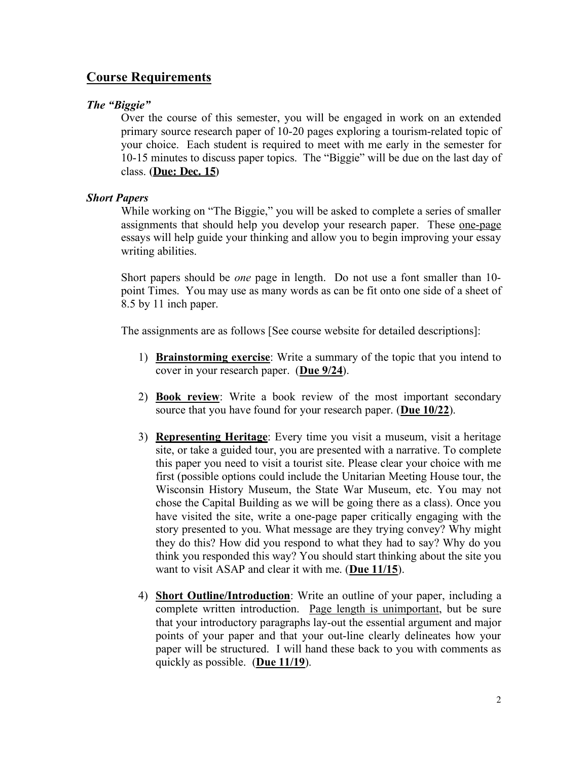## Course Requirements

### *The "Biggie"*

Over the course of this semester, you will be engaged in work on an extended primary source research paper of 10-20 pages exploring a tourism-related topic of your choice. Each student is required to meet with me early in the semester for 10-15 minutes to discuss paper topics. The "Biggie" will be due on the last day of class. **(<u>Due: Dec. 15</u>)**

### *Short Papers*

While working on "The Biggie," you will be asked to complete a series of smaller assignments that should help you develop your research paper. These <u>one-page</u> essays will help guide your thinking and allow you to begin improving your essay writing abilities.

Short papers should be *one* page in length. Do not use a font smaller than 10-point Times. You may use as many words as can be fit onto one side of a sheet of 8.5 by 11 inch paper.

The assignments are as follows [See course website for detailed descriptions]:

1) **<u>Brainstorming exercise</u>**: Write a summary of the topic that you intend to cover in your research paper. (**<u>Due 9/24</u>**).

2) **<u>Book review</u>**: Write a book review of the most important secondary source that you have found for your research paper. (**<u>Due 10/22</u>**).

3) **<u>Representing Heritage</u>**: Every time you visit a museum, visit a heritage site, or take a guided tour, you are presented with a narrative. To complete this paper you need to visit a tourist site. Please clear your choice with me first (possible options could include the Unitarian Meeting House tour, the Wisconsin History Museum, the State War Museum, etc. You may not chose the Capital Building as we will be going there as a class). Once you have visited the site, write a one-page paper critically engaging with the story presented to you. What message are they trying convey? Why might they do this? How did you respond to what they had to say? Why do you think you responded this way? You should start thinking about the site you want to visit ASAP and clear it with me. (**<u>Due 11/15</u>**).

4) **<u>Short Outline/Introduction</u>**: Write an outline of your paper, including a complete written introduction. <u>Page length is unimportant</u>, but be sure that your introductory paragraphs lay-out the essential argument and major points of your paper and that your out-line clearly delineates how your paper will be structured. I will hand these back to you with comments as quickly as possible. (**<u>Due 11/19</u>**).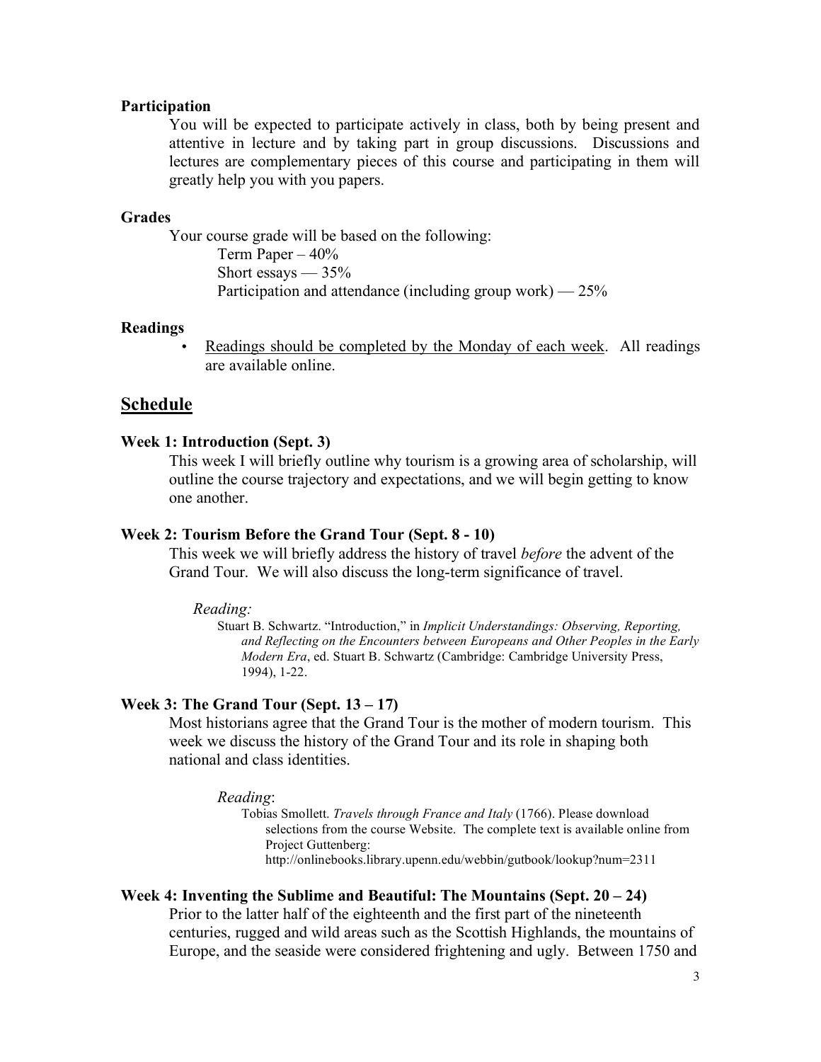**Participation**

You will be expected to participate actively in class, both by being present and attentive in lecture and by taking part in group discussions. Discussions and lectures are complementary pieces of this course and participating in them will greatly help you with you papers.

**Grades**

Your course grade will be based on the following:

Term Paper – 40%
Short essays — 35%
Participation and attendance (including group work) — 25%

**Readings**

- Readings should be completed by the Monday of each week. All readings are available online.

## Schedule

### Week 1: Introduction (Sept. 3)

This week I will briefly outline why tourism is a growing area of scholarship, will outline the course trajectory and expectations, and we will begin getting to know one another.

### Week 2: Tourism Before the Grand Tour (Sept. 8 - 10)

This week we will briefly address the history of travel *before* the advent of the Grand Tour. We will also discuss the long-term significance of travel.

*Reading:*

Stuart B. Schwartz. "Introduction," in *Implicit Understandings: Observing, Reporting, and Reflecting on the Encounters between Europeans and Other Peoples in the Early Modern Era*, ed. Stuart B. Schwartz (Cambridge: Cambridge University Press, 1994), 1-22.

### Week 3: The Grand Tour (Sept. 13 – 17)

Most historians agree that the Grand Tour is the mother of modern tourism. This week we discuss the history of the Grand Tour and its role in shaping both national and class identities.

*Reading*:

Tobias Smollett. *Travels through France and Italy* (1766). Please download selections from the course Website. The complete text is available online from Project Guttenberg: http://onlinebooks.library.upenn.edu/webbin/gutbook/lookup?num=2311

### Week 4: Inventing the Sublime and Beautiful: The Mountains (Sept. 20 – 24)

Prior to the latter half of the eighteenth and the first part of the nineteenth centuries, rugged and wild areas such as the Scottish Highlands, the mountains of Europe, and the seaside were considered frightening and ugly. Between 1750 and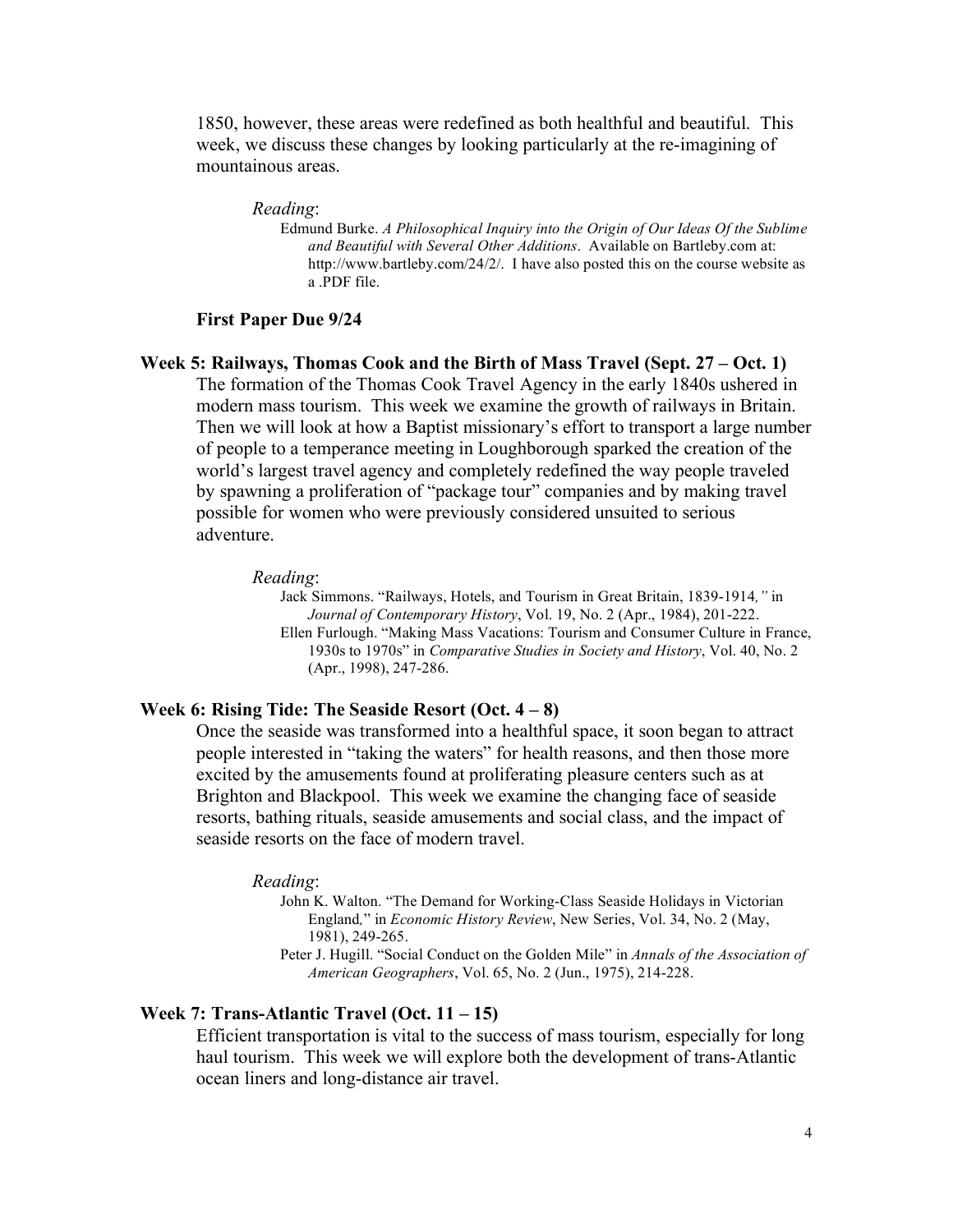1850, however, these areas were redefined as both healthful and beautiful. This week, we discuss these changes by looking particularly at the re-imagining of mountainous areas.

*Reading*:

Edmund Burke. *A Philosophical Inquiry into the Origin of Our Ideas Of the Sublime and Beautiful with Several Other Additions*. Available on Bartleby.com at: http://www.bartleby.com/24/2/. I have also posted this on the course website as a .PDF file.

**First Paper Due 9/24**

### Week 5: Railways, Thomas Cook and the Birth of Mass Travel (Sept. 27 – Oct. 1)

The formation of the Thomas Cook Travel Agency in the early 1840s ushered in modern mass tourism. This week we examine the growth of railways in Britain. Then we will look at how a Baptist missionary's effort to transport a large number of people to a temperance meeting in Loughborough sparked the creation of the world's largest travel agency and completely redefined the way people traveled by spawning a proliferation of "package tour" companies and by making travel possible for women who were previously considered unsuited to serious adventure.

*Reading*:

Jack Simmons. "Railways, Hotels, and Tourism in Great Britain, 1839-1914*,"* in *Journal of Contemporary History*, Vol. 19, No. 2 (Apr., 1984), 201-222.

Ellen Furlough. "Making Mass Vacations: Tourism and Consumer Culture in France, 1930s to 1970s" in *Comparative Studies in Society and History*, Vol. 40, No. 2 (Apr., 1998), 247-286.

### Week 6: Rising Tide: The Seaside Resort (Oct. 4 – 8)

Once the seaside was transformed into a healthful space, it soon began to attract people interested in "taking the waters" for health reasons, and then those more excited by the amusements found at proliferating pleasure centers such as at Brighton and Blackpool. This week we examine the changing face of seaside resorts, bathing rituals, seaside amusements and social class, and the impact of seaside resorts on the face of modern travel.

*Reading*:

John K. Walton. "The Demand for Working-Class Seaside Holidays in Victorian England*,*" in *Economic History Review*, New Series, Vol. 34, No. 2 (May, 1981), 249-265.

Peter J. Hugill. "Social Conduct on the Golden Mile" in *Annals of the Association of American Geographers*, Vol. 65, No. 2 (Jun., 1975), 214-228.

### Week 7: Trans-Atlantic Travel (Oct. 11 – 15)

Efficient transportation is vital to the success of mass tourism, especially for long haul tourism. This week we will explore both the development of trans-Atlantic ocean liners and long-distance air travel.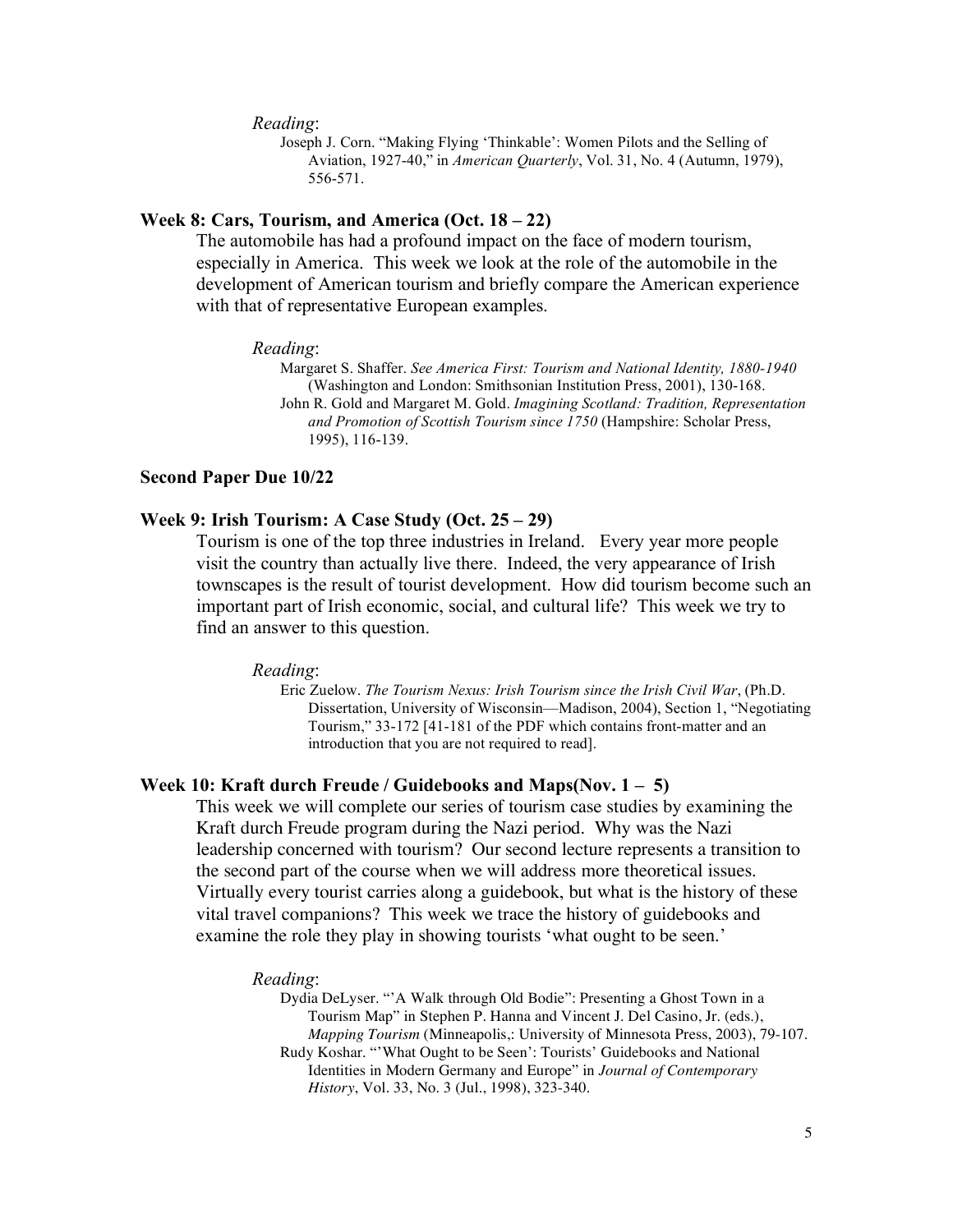*Reading*:

Joseph J. Corn. "Making Flying 'Thinkable': Women Pilots and the Selling of Aviation, 1927-40," in *American Quarterly*, Vol. 31, No. 4 (Autumn, 1979), 556-571.

### Week 8: Cars, Tourism, and America (Oct. 18 – 22)

The automobile has had a profound impact on the face of modern tourism, especially in America. This week we look at the role of the automobile in the development of American tourism and briefly compare the American experience with that of representative European examples.

*Reading*:

Margaret S. Shaffer. *See America First: Tourism and National Identity, 1880-1940* (Washington and London: Smithsonian Institution Press, 2001), 130-168.

John R. Gold and Margaret M. Gold. *Imagining Scotland: Tradition, Representation and Promotion of Scottish Tourism since 1750* (Hampshire: Scholar Press, 1995), 116-139.

### Second Paper Due 10/22

### Week 9: Irish Tourism: A Case Study (Oct. 25 – 29)

Tourism is one of the top three industries in Ireland. Every year more people visit the country than actually live there. Indeed, the very appearance of Irish townscapes is the result of tourist development. How did tourism become such an important part of Irish economic, social, and cultural life? This week we try to find an answer to this question.

*Reading*:

Eric Zuelow. *The Tourism Nexus: Irish Tourism since the Irish Civil War*, (Ph.D. Dissertation, University of Wisconsin—Madison, 2004), Section 1, "Negotiating Tourism," 33-172 [41-181 of the PDF which contains front-matter and an introduction that you are not required to read].

### Week 10: Kraft durch Freude / Guidebooks and Maps(Nov. 1 – 5)

This week we will complete our series of tourism case studies by examining the Kraft durch Freude program during the Nazi period. Why was the Nazi leadership concerned with tourism? Our second lecture represents a transition to the second part of the course when we will address more theoretical issues. Virtually every tourist carries along a guidebook, but what is the history of these vital travel companions? This week we trace the history of guidebooks and examine the role they play in showing tourists 'what ought to be seen.'

*Reading*:

Dydia DeLyser. "'A Walk through Old Bodie": Presenting a Ghost Town in a Tourism Map" in Stephen P. Hanna and Vincent J. Del Casino, Jr. (eds.), *Mapping Tourism* (Minneapolis,: University of Minnesota Press, 2003), 79-107.

Rudy Koshar. "'What Ought to be Seen': Tourists' Guidebooks and National Identities in Modern Germany and Europe" in *Journal of Contemporary History*, Vol. 33, No. 3 (Jul., 1998), 323-340.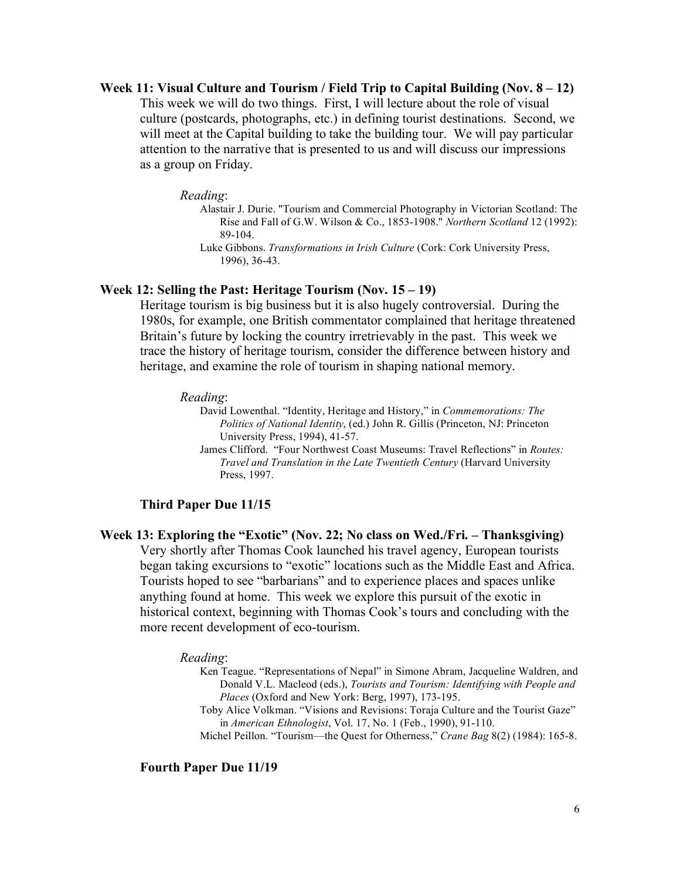### Week 11: Visual Culture and Tourism / Field Trip to Capital Building (Nov. 8 – 12)

This week we will do two things. First, I will lecture about the role of visual culture (postcards, photographs, etc.) in defining tourist destinations. Second, we will meet at the Capital building to take the building tour. We will pay particular attention to the narrative that is presented to us and will discuss our impressions as a group on Friday.

*Reading*:

Alastair J. Durie. "Tourism and Commercial Photography in Victorian Scotland: The Rise and Fall of G.W. Wilson & Co., 1853-1908." *Northern Scotland* 12 (1992): 89-104.

Luke Gibbons. *Transformations in Irish Culture* (Cork: Cork University Press, 1996), 36-43.

### Week 12: Selling the Past: Heritage Tourism (Nov. 15 – 19)

Heritage tourism is big business but it is also hugely controversial. During the 1980s, for example, one British commentator complained that heritage threatened Britain's future by locking the country irretrievably in the past. This week we trace the history of heritage tourism, consider the difference between history and heritage, and examine the role of tourism in shaping national memory.

*Reading*:

David Lowenthal. "Identity, Heritage and History," in *Commemorations: The Politics of National Identity*, (ed.) John R. Gillis (Princeton, NJ: Princeton University Press, 1994), 41-57.

James Clifford. "Four Northwest Coast Museums: Travel Reflections" in *Routes: Travel and Translation in the Late Twentieth Century* (Harvard University Press, 1997.

**Third Paper Due 11/15**

### Week 13: Exploring the "Exotic" (Nov. 22; No class on Wed./Fri. – Thanksgiving)

Very shortly after Thomas Cook launched his travel agency, European tourists began taking excursions to "exotic" locations such as the Middle East and Africa. Tourists hoped to see "barbarians" and to experience places and spaces unlike anything found at home. This week we explore this pursuit of the exotic in historical context, beginning with Thomas Cook's tours and concluding with the more recent development of eco-tourism.

*Reading*:

Ken Teague. "Representations of Nepal" in Simone Abram, Jacqueline Waldren, and Donald V.L. Macleod (eds.), *Tourists and Tourism: Identifying with People and Places* (Oxford and New York: Berg, 1997), 173-195.

Toby Alice Volkman. "Visions and Revisions: Toraja Culture and the Tourist Gaze" in *American Ethnologist*, Vol. 17, No. 1 (Feb., 1990), 91-110.

Michel Peillon. "Tourism—the Quest for Otherness," *Crane Bag* 8(2) (1984): 165-8.

**Fourth Paper Due 11/19**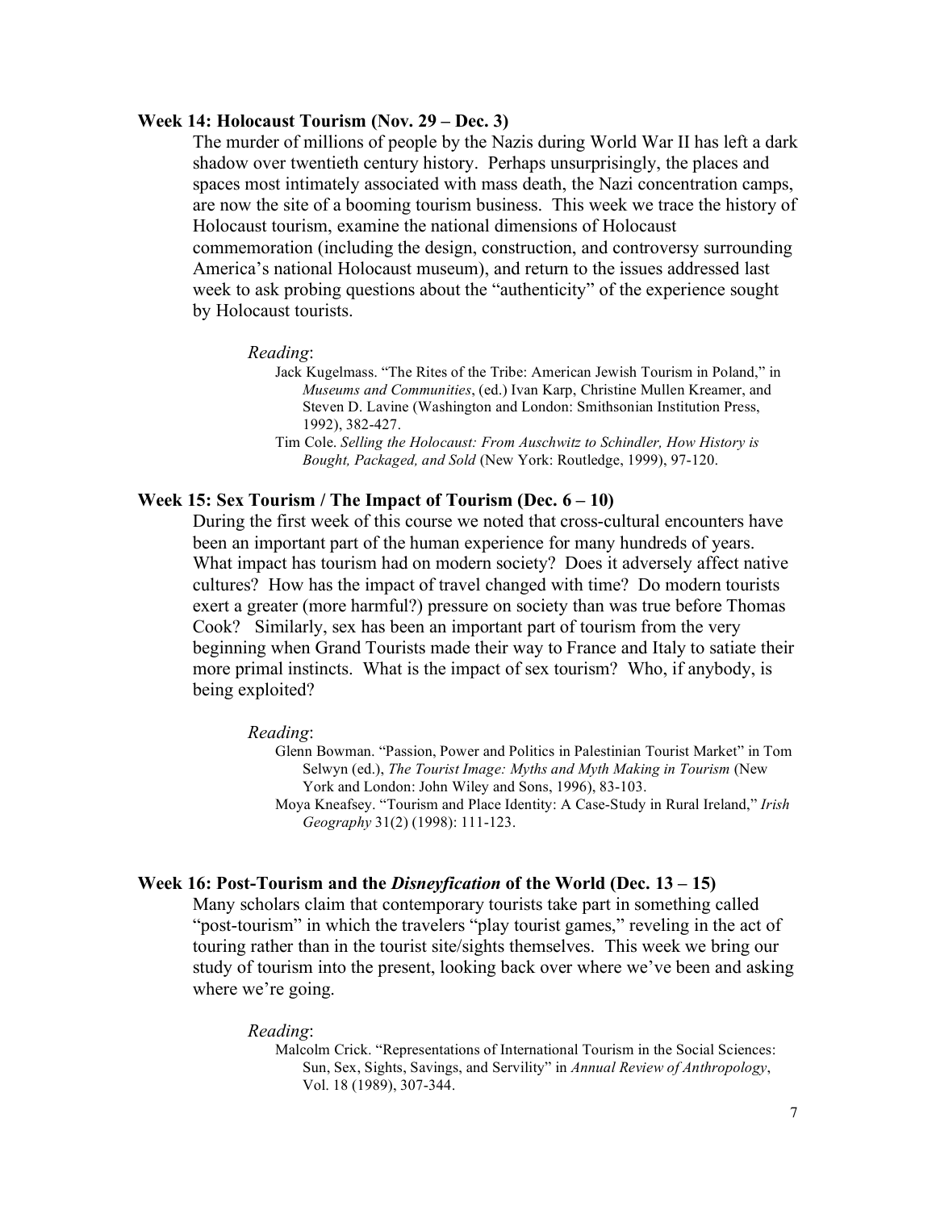### Week 14: Holocaust Tourism (Nov. 29 – Dec. 3)

The murder of millions of people by the Nazis during World War II has left a dark shadow over twentieth century history. Perhaps unsurprisingly, the places and spaces most intimately associated with mass death, the Nazi concentration camps, are now the site of a booming tourism business. This week we trace the history of Holocaust tourism, examine the national dimensions of Holocaust commemoration (including the design, construction, and controversy surrounding America's national Holocaust museum), and return to the issues addressed last week to ask probing questions about the "authenticity" of the experience sought by Holocaust tourists.

*Reading*:

Jack Kugelmass. "The Rites of the Tribe: American Jewish Tourism in Poland," in *Museums and Communities*, (ed.) Ivan Karp, Christine Mullen Kreamer, and Steven D. Lavine (Washington and London: Smithsonian Institution Press, 1992), 382-427.

Tim Cole. *Selling the Holocaust: From Auschwitz to Schindler, How History is Bought, Packaged, and Sold* (New York: Routledge, 1999), 97-120.

### Week 15: Sex Tourism / The Impact of Tourism (Dec. 6 – 10)

During the first week of this course we noted that cross-cultural encounters have been an important part of the human experience for many hundreds of years. What impact has tourism had on modern society? Does it adversely affect native cultures? How has the impact of travel changed with time? Do modern tourists exert a greater (more harmful?) pressure on society than was true before Thomas Cook? Similarly, sex has been an important part of tourism from the very beginning when Grand Tourists made their way to France and Italy to satiate their more primal instincts. What is the impact of sex tourism? Who, if anybody, is being exploited?

*Reading*:

Glenn Bowman. "Passion, Power and Politics in Palestinian Tourist Market" in Tom Selwyn (ed.), *The Tourist Image: Myths and Myth Making in Tourism* (New York and London: John Wiley and Sons, 1996), 83-103.

Moya Kneafsey. "Tourism and Place Identity: A Case-Study in Rural Ireland," *Irish Geography* 31(2) (1998): 111-123.

### Week 16: Post-Tourism and the *Disneyfication* of the World (Dec. 13 – 15)

Many scholars claim that contemporary tourists take part in something called "post-tourism" in which the travelers "play tourist games," reveling in the act of touring rather than in the tourist site/sights themselves. This week we bring our study of tourism into the present, looking back over where we've been and asking where we're going.

*Reading*:

Malcolm Crick. "Representations of International Tourism in the Social Sciences: Sun, Sex, Sights, Savings, and Servility" in *Annual Review of Anthropology*, Vol. 18 (1989), 307-344.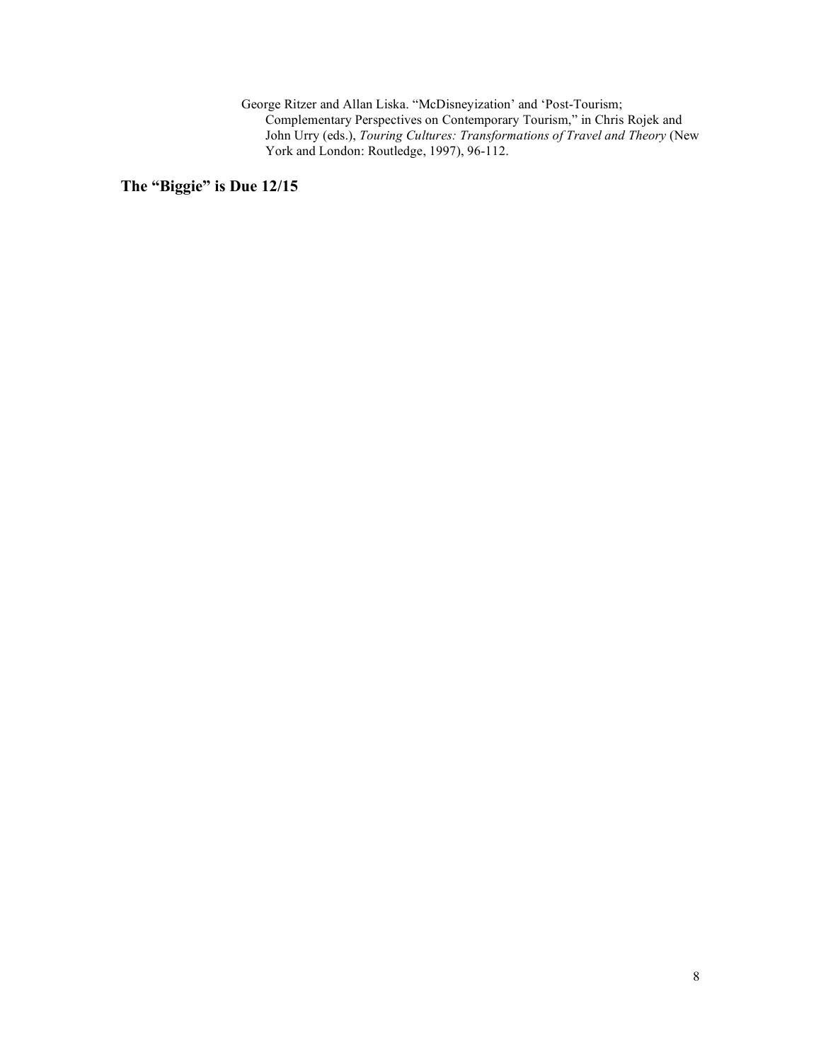George Ritzer and Allan Liska. "McDisneyization' and 'Post-Tourism; Complementary Perspectives on Contemporary Tourism," in Chris Rojek and John Urry (eds.), *Touring Cultures: Transformations of Travel and Theory* (New York and London: Routledge, 1997), 96-112.

## The "Biggie" is Due 12/15